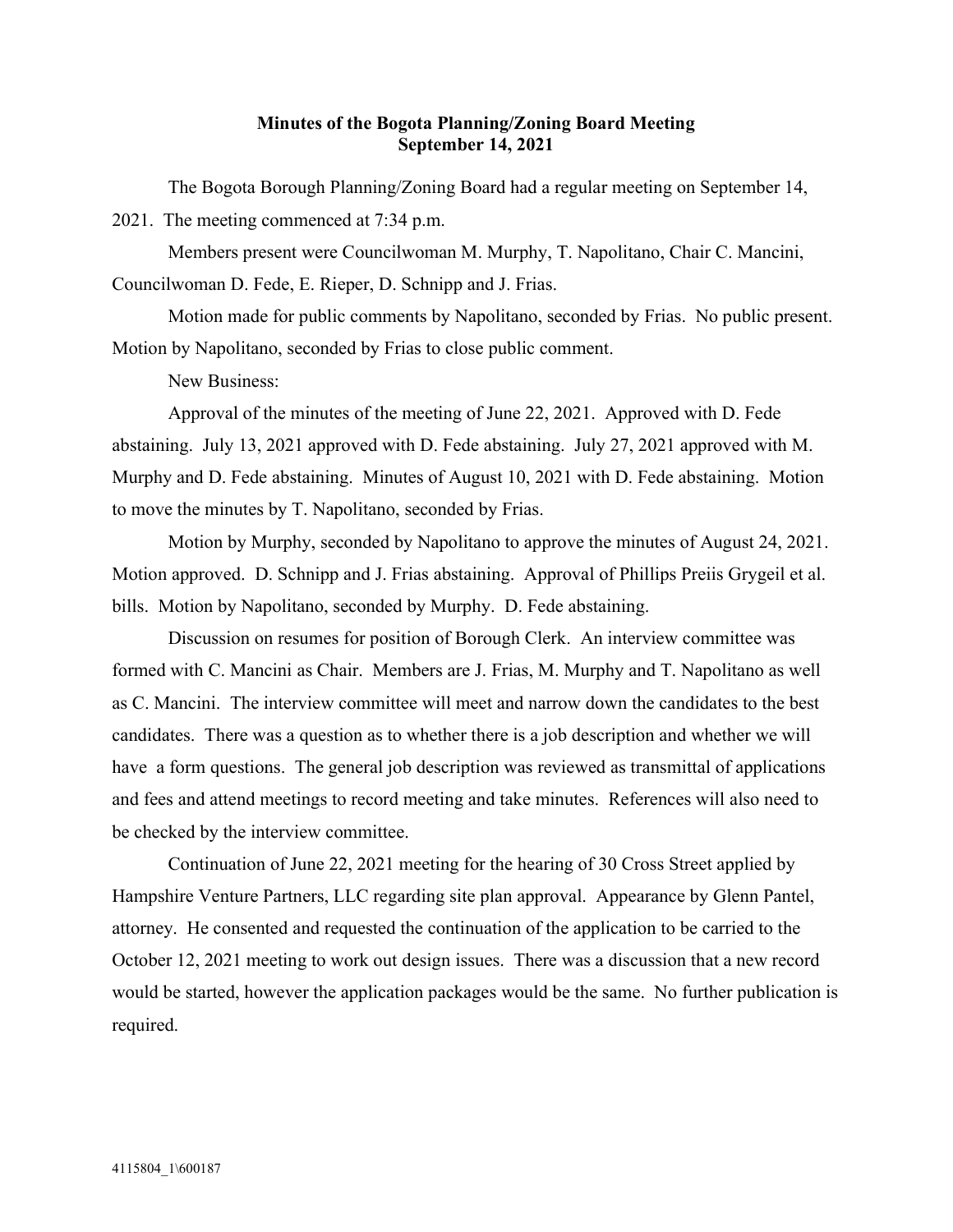# Minutes of the Bogota Planning/Zoning Board Meeting
## September 14, 2021

The Bogota Borough Planning/Zoning Board had a regular meeting on September 14, 2021. The meeting commenced at 7:34 p.m.

Members present were Councilwoman M. Murphy, T. Napolitano, Chair C. Mancini, Councilwoman D. Fede, E. Rieper, D. Schnipp and J. Frias.

Motion made for public comments by Napolitano, seconded by Frias. No public present. Motion by Napolitano, seconded by Frias to close public comment.

New Business:

Approval of the minutes of the meeting of June 22, 2021. Approved with D. Fede abstaining. July 13, 2021 approved with D. Fede abstaining. July 27, 2021 approved with M. Murphy and D. Fede abstaining. Minutes of August 10, 2021 with D. Fede abstaining. Motion to move the minutes by T. Napolitano, seconded by Frias.

Motion by Murphy, seconded by Napolitano to approve the minutes of August 24, 2021. Motion approved. D. Schnipp and J. Frias abstaining. Approval of Phillips Preiis Grygeil et al. bills. Motion by Napolitano, seconded by Murphy. D. Fede abstaining.

Discussion on resumes for position of Borough Clerk. An interview committee was formed with C. Mancini as Chair. Members are J. Frias, M. Murphy and T. Napolitano as well as C. Mancini. The interview committee will meet and narrow down the candidates to the best candidates. There was a question as to whether there is a job description and whether we will have a form questions. The general job description was reviewed as transmittal of applications and fees and attend meetings to record meeting and take minutes. References will also need to be checked by the interview committee.

Continuation of June 22, 2021 meeting for the hearing of 30 Cross Street applied by Hampshire Venture Partners, LLC regarding site plan approval. Appearance by Glenn Pantel, attorney. He consented and requested the continuation of the application to be carried to the October 12, 2021 meeting to work out design issues. There was a discussion that a new record would be started, however the application packages would be the same. No further publication is required.

4115804_1\600187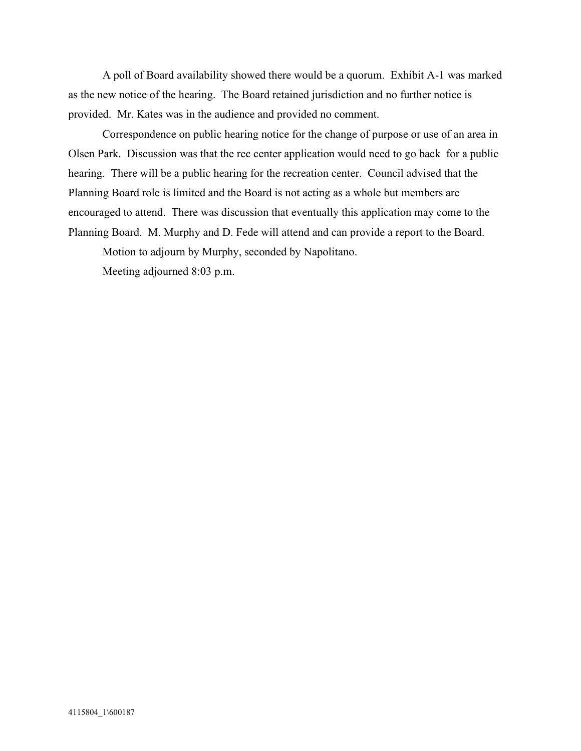A poll of Board availability showed there would be a quorum. Exhibit A-1 was marked as the new notice of the hearing. The Board retained jurisdiction and no further notice is provided. Mr. Kates was in the audience and provided no comment.

Correspondence on public hearing notice for the change of purpose or use of an area in Olsen Park. Discussion was that the rec center application would need to go back for a public hearing. There will be a public hearing for the recreation center. Council advised that the Planning Board role is limited and the Board is not acting as a whole but members are encouraged to attend. There was discussion that eventually this application may come to the Planning Board. M. Murphy and D. Fede will attend and can provide a report to the Board.

Motion to adjourn by Murphy, seconded by Napolitano.

Meeting adjourned 8:03 p.m.

4115804_1\600187